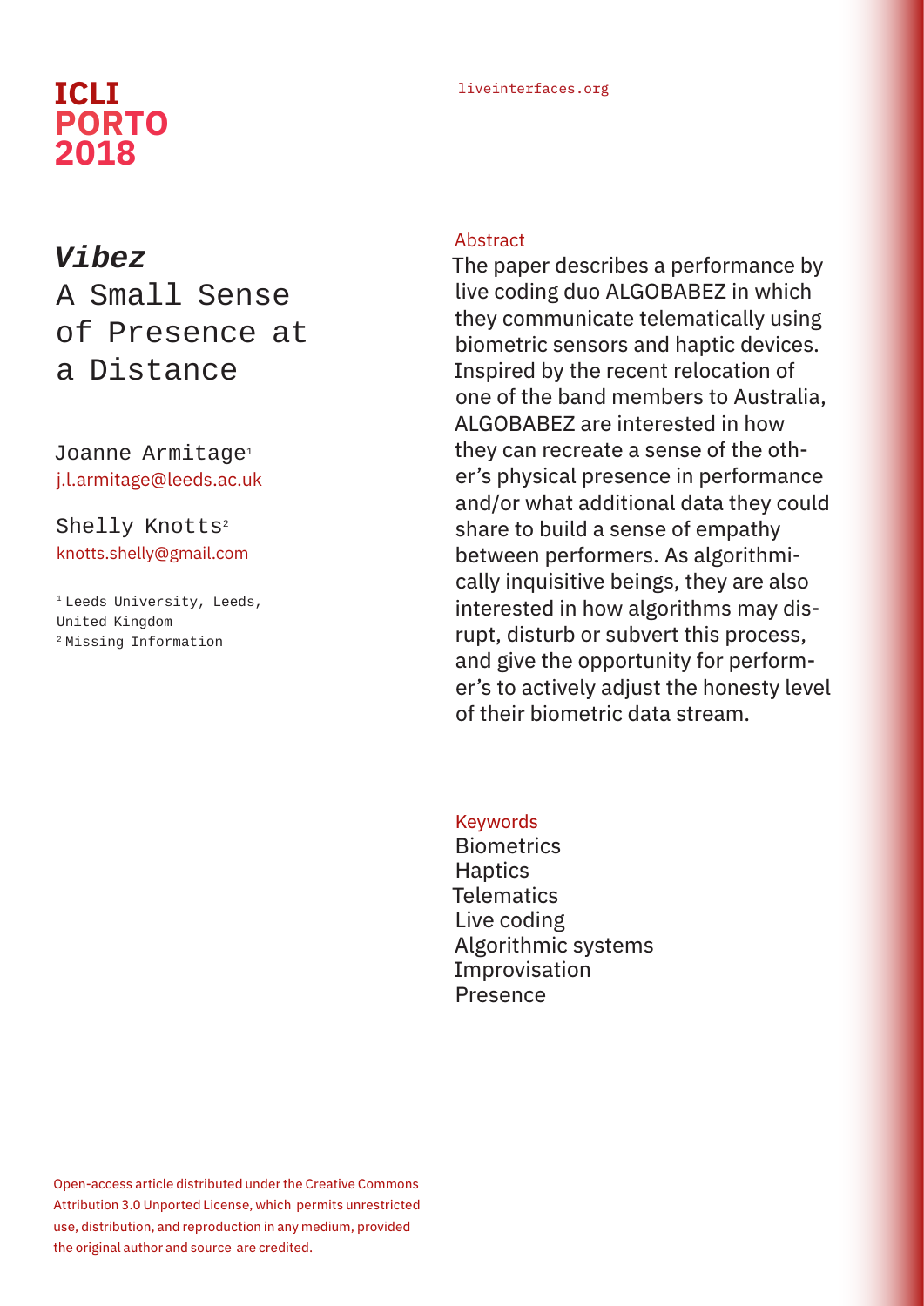# *Vibez*
# A Small Sense of Presence at a Distance

Joanne Armitage[1]
j.l.armitage@leeds.ac.uk

Shelly Knotts[2]
knotts.shelly@gmail.com

[1] Leeds University, Leeds, United Kingdom
[2] Missing Information

## Abstract

The paper describes a performance by live coding duo ALGOBABEZ in which they communicate telematically using biometric sensors and haptic devices. Inspired by the recent relocation of one of the band members to Australia, ALGOBABEZ are interested in how they can recreate a sense of the other's physical presence in performance and/or what additional data they could share to build a sense of empathy between performers. As algorithmically inquisitive beings, they are also interested in how algorithms may disrupt, disturb or subvert this process, and give the opportunity for performer's to actively adjust the honesty level of their biometric data stream.

## Keywords

Biometrics
Haptics
Telematics
Live coding
Algorithmic systems
Improvisation
Presence

Open-access article distributed under the Creative Commons Attribution 3.0 Unported License, which permits unrestricted use, distribution, and reproduction in any medium, provided the original author and source are credited.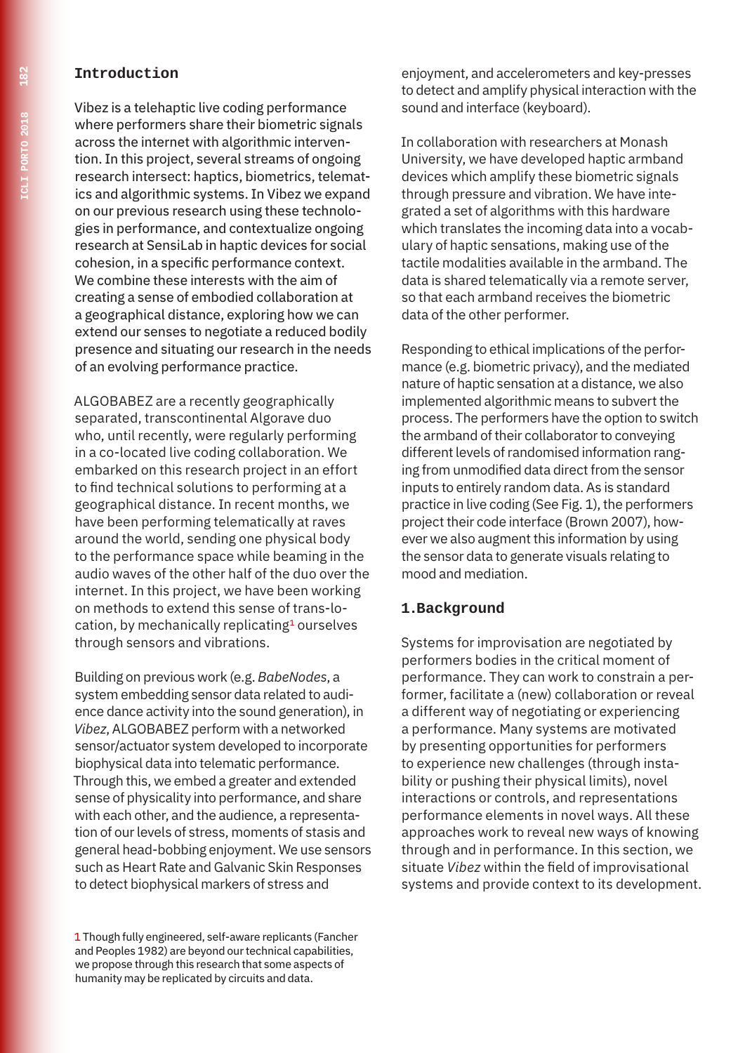## Introduction

Vibez is a telehaptic live coding performance where performers share their biometric signals across the internet with algorithmic intervention. In this project, several streams of ongoing research intersect: haptics, biometrics, telematics and algorithmic systems. In Vibez we expand on our previous research using these technologies in performance, and contextualize ongoing research at SensiLab in haptic devices for social cohesion, in a specific performance context. We combine these interests with the aim of creating a sense of embodied collaboration at a geographical distance, exploring how we can extend our senses to negotiate a reduced bodily presence and situating our research in the needs of an evolving performance practice.

ALGOBABEZ are a recently geographically separated, transcontinental Algorave duo who, until recently, were regularly performing in a co-located live coding collaboration. We embarked on this research project in an effort to find technical solutions to performing at a geographical distance. In recent months, we have been performing telematically at raves around the world, sending one physical body to the performance space while beaming in the audio waves of the other half of the duo over the internet. In this project, we have been working on methods to extend this sense of trans-location, by mechanically replicating[1] ourselves through sensors and vibrations.

Building on previous work (e.g. *BabeNodes*, a system embedding sensor data related to audience dance activity into the sound generation), in *Vibez*, ALGOBABEZ perform with a networked sensor/actuator system developed to incorporate biophysical data into telematic performance. Through this, we embed a greater and extended sense of physicality into performance, and share with each other, and the audience, a representation of our levels of stress, moments of stasis and general head-bobbing enjoyment. We use sensors such as Heart Rate and Galvanic Skin Responses to detect biophysical markers of stress and enjoyment, and accelerometers and key-presses to detect and amplify physical interaction with the sound and interface (keyboard).

In collaboration with researchers at Monash University, we have developed haptic armband devices which amplify these biometric signals through pressure and vibration. We have integrated a set of algorithms with this hardware which translates the incoming data into a vocabulary of haptic sensations, making use of the tactile modalities available in the armband. The data is shared telematically via a remote server, so that each armband receives the biometric data of the other performer.

Responding to ethical implications of the performance (e.g. biometric privacy), and the mediated nature of haptic sensation at a distance, we also implemented algorithmic means to subvert the process. The performers have the option to switch the armband of their collaborator to conveying different levels of randomised information ranging from unmodified data direct from the sensor inputs to entirely random data. As is standard practice in live coding (See Fig. 1), the performers project their code interface (Brown 2007), however we also augment this information by using the sensor data to generate visuals relating to mood and mediation.

## 1. Background

Systems for improvisation are negotiated by performers bodies in the critical moment of performance. They can work to constrain a performer, facilitate a (new) collaboration or reveal a different way of negotiating or experiencing a performance. Many systems are motivated by presenting opportunities for performers to experience new challenges (through instability or pushing their physical limits), novel interactions or controls, and representations performance elements in novel ways. All these approaches work to reveal new ways of knowing through and in performance. In this section, we situate *Vibez* within the field of improvisational systems and provide context to its development.

[1] Though fully engineered, self-aware replicants (Fancher and Peoples 1982) are beyond our technical capabilities, we propose through this research that some aspects of humanity may be replicated by circuits and data.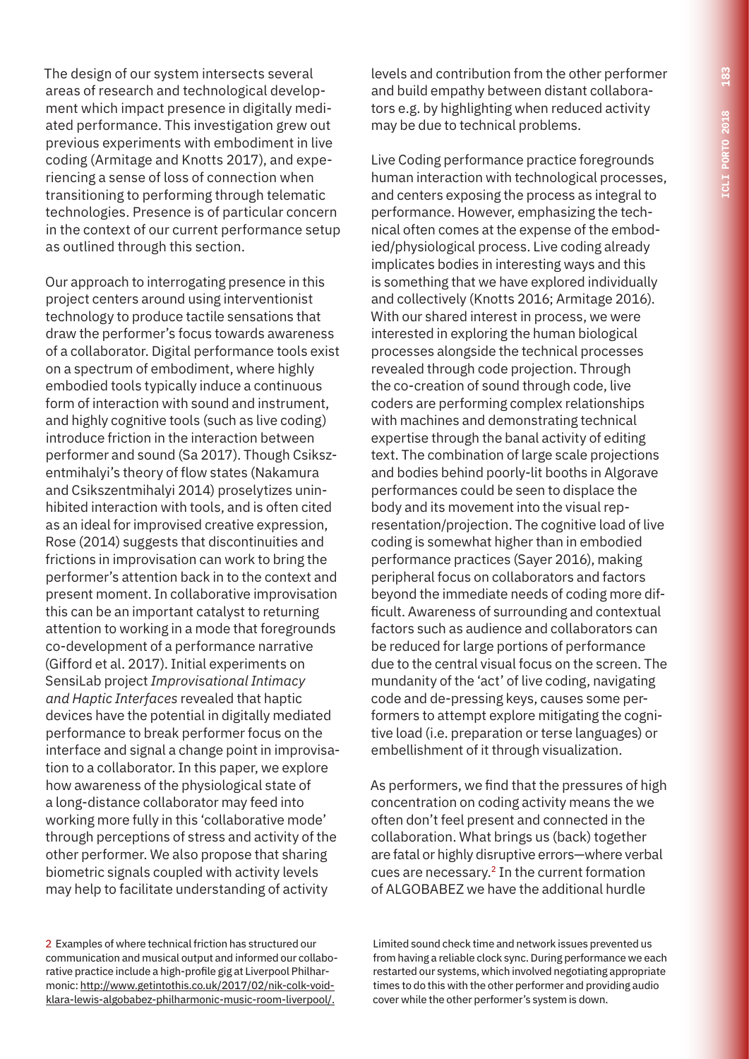The design of our system intersects several areas of research and technological development which impact presence in digitally mediated performance. This investigation grew out previous experiments with embodiment in live coding (Armitage and Knotts 2017), and experiencing a sense of loss of connection when transitioning to performing through telematic technologies. Presence is of particular concern in the context of our current performance setup as outlined through this section.

Our approach to interrogating presence in this project centers around using interventionist technology to produce tactile sensations that draw the performer's focus towards awareness of a collaborator. Digital performance tools exist on a spectrum of embodiment, where highly embodied tools typically induce a continuous form of interaction with sound and instrument, and highly cognitive tools (such as live coding) introduce friction in the interaction between performer and sound (Sa 2017). Though Csikszentmihalyi's theory of flow states (Nakamura and Csikszentmihalyi 2014) proselytizes uninhibited interaction with tools, and is often cited as an ideal for improvised creative expression, Rose (2014) suggests that discontinuities and frictions in improvisation can work to bring the performer's attention back in to the context and present moment. In collaborative improvisation this can be an important catalyst to returning attention to working in a mode that foregrounds co-development of a performance narrative (Gifford et al. 2017). Initial experiments on SensiLab project *Improvisational Intimacy and Haptic Interfaces* revealed that haptic devices have the potential in digitally mediated performance to break performer focus on the interface and signal a change point in improvisation to a collaborator. In this paper, we explore how awareness of the physiological state of a long-distance collaborator may feed into working more fully in this 'collaborative mode' through perceptions of stress and activity of the other performer. We also propose that sharing biometric signals coupled with activity levels may help to facilitate understanding of activity levels and contribution from the other performer and build empathy between distant collaborators e.g. by highlighting when reduced activity may be due to technical problems.

Live Coding performance practice foregrounds human interaction with technological processes, and centers exposing the process as integral to performance. However, emphasizing the technical often comes at the expense of the embodied/physiological process. Live coding already implicates bodies in interesting ways and this is something that we have explored individually and collectively (Knotts 2016; Armitage 2016). With our shared interest in process, we were interested in exploring the human biological processes alongside the technical processes revealed through code projection. Through the co-creation of sound through code, live coders are performing complex relationships with machines and demonstrating technical expertise through the banal activity of editing text. The combination of large scale projections and bodies behind poorly-lit booths in Algorave performances could be seen to displace the body and its movement into the visual representation/projection. The cognitive load of live coding is somewhat higher than in embodied performance practices (Sayer 2016), making peripheral focus on collaborators and factors beyond the immediate needs of coding more difficult. Awareness of surrounding and contextual factors such as audience and collaborators can be reduced for large portions of performance due to the central visual focus on the screen. The mundanity of the 'act' of live coding, navigating code and de-pressing keys, causes some performers to attempt explore mitigating the cognitive load (i.e. preparation or terse languages) or embellishment of it through visualization.

As performers, we find that the pressures of high concentration on coding activity means the we often don't feel present and connected in the collaboration. What brings us (back) together are fatal or highly disruptive errors—where verbal cues are necessary.[2] In the current formation of ALGOBABEZ we have the additional hurdle

[2] Examples of where technical friction has structured our communication and musical output and informed our collaborative practice include a high-profile gig at Liverpool Philharmonic: http://www.getintothis.co.uk/2017/02/nik-colk-void-klara-lewis-algobabez-philharmonic-music-room-liverpool/. Limited sound check time and network issues prevented us from having a reliable clock sync. During performance we each restarted our systems, which involved negotiating appropriate times to do this with the other performer and providing audio cover while the other performer's system is down.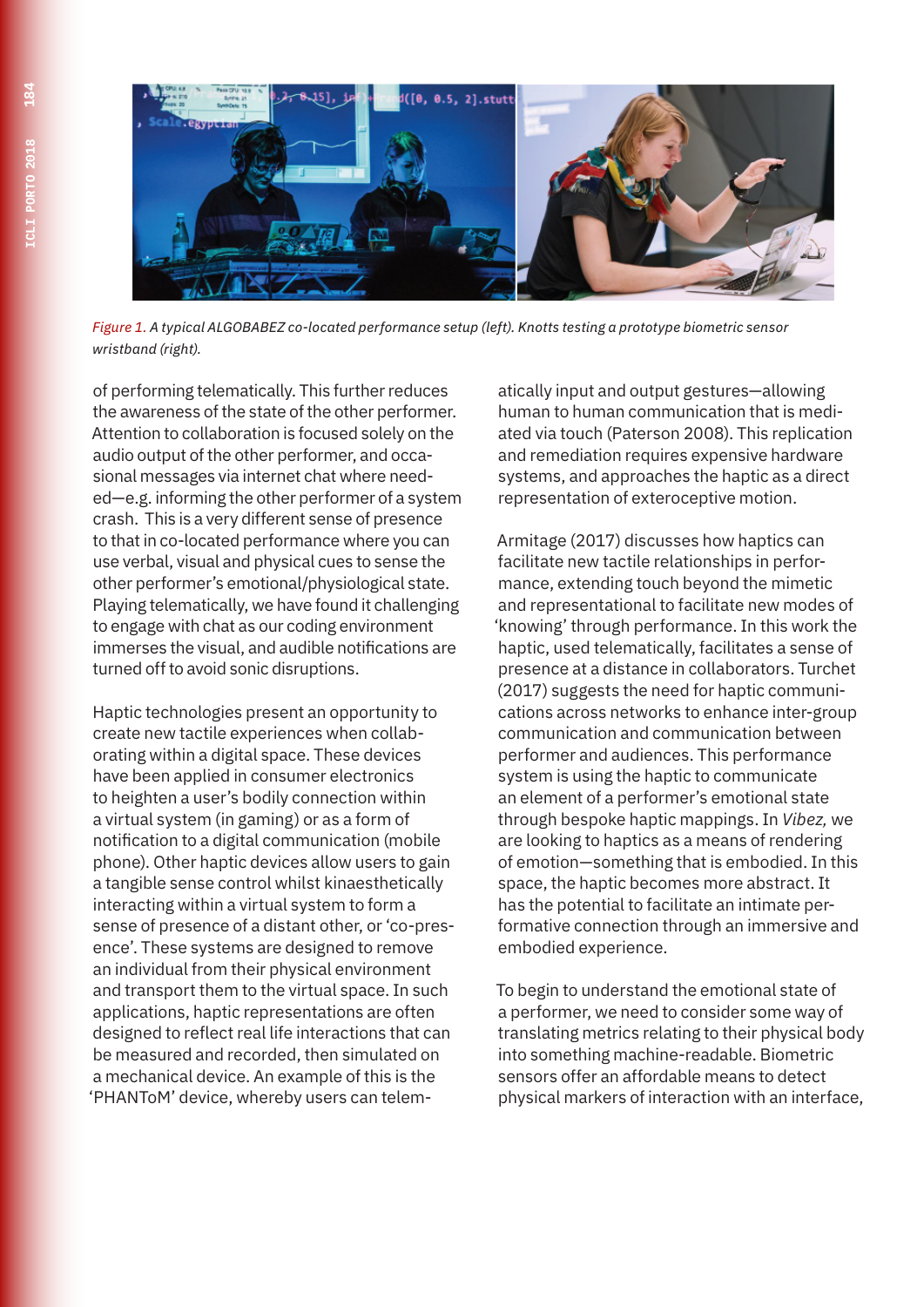*Figure 1. A typical ALGOBABEZ co-located performance setup (left). Knotts testing a prototype biometric sensor wristband (right).*

of performing telematically. This further reduces the awareness of the state of the other performer. Attention to collaboration is focused solely on the audio output of the other performer, and occasional messages via internet chat where needed—e.g. informing the other performer of a system crash. This is a very different sense of presence to that in co-located performance where you can use verbal, visual and physical cues to sense the other performer's emotional/physiological state. Playing telematically, we have found it challenging to engage with chat as our coding environment immerses the visual, and audible notifications are turned off to avoid sonic disruptions.

Haptic technologies present an opportunity to create new tactile experiences when collaborating within a digital space. These devices have been applied in consumer electronics to heighten a user's bodily connection within a virtual system (in gaming) or as a form of notification to a digital communication (mobile phone). Other haptic devices allow users to gain a tangible sense control whilst kinaesthetically interacting within a virtual system to form a sense of presence of a distant other, or 'co-presence'. These systems are designed to remove an individual from their physical environment and transport them to the virtual space. In such applications, haptic representations are often designed to reflect real life interactions that can be measured and recorded, then simulated on a mechanical device. An example of this is the 'PHANToM' device, whereby users can telematically input and output gestures—allowing human to human communication that is mediated via touch (Paterson 2008). This replication and remediation requires expensive hardware systems, and approaches the haptic as a direct representation of exteroceptive motion.

Armitage (2017) discusses how haptics can facilitate new tactile relationships in performance, extending touch beyond the mimetic and representational to facilitate new modes of 'knowing' through performance. In this work the haptic, used telematically, facilitates a sense of presence at a distance in collaborators. Turchet (2017) suggests the need for haptic communications across networks to enhance inter-group communication and communication between performer and audiences. This performance system is using the haptic to communicate an element of a performer's emotional state through bespoke haptic mappings. In *Vibez,* we are looking to haptics as a means of rendering of emotion—something that is embodied. In this space, the haptic becomes more abstract. It has the potential to facilitate an intimate performative connection through an immersive and embodied experience.

To begin to understand the emotional state of a performer, we need to consider some way of translating metrics relating to their physical body into something machine-readable. Biometric sensors offer an affordable means to detect physical markers of interaction with an interface,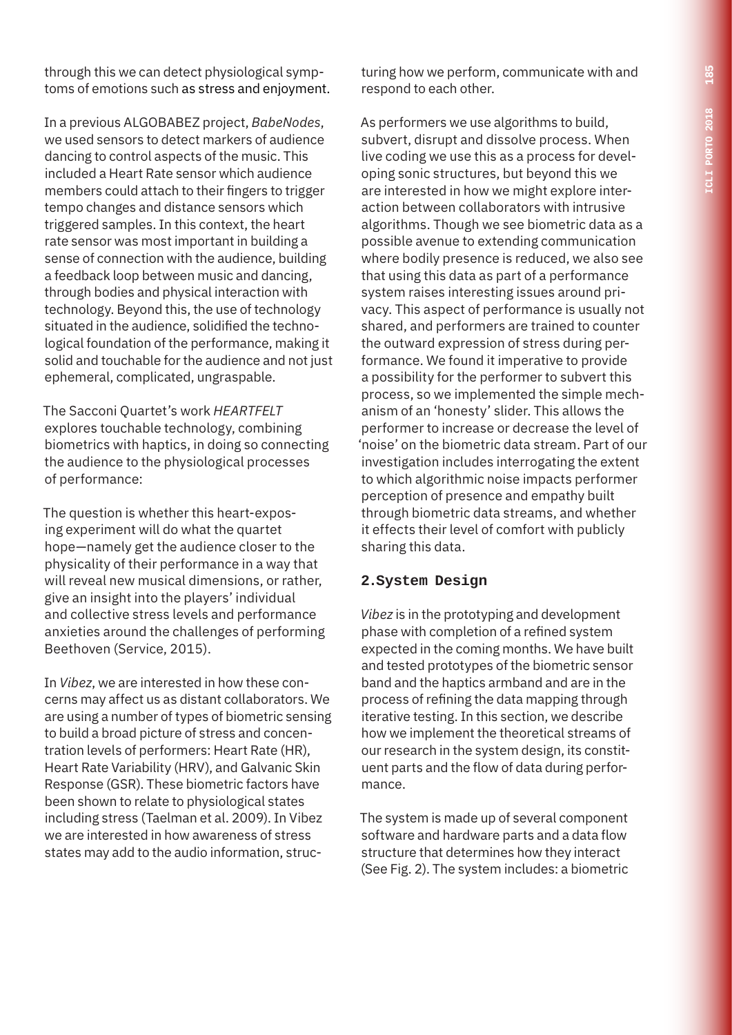through this we can detect physiological symptoms of emotions such as stress and enjoyment.

In a previous ALGOBABEZ project, *BabeNodes*, we used sensors to detect markers of audience dancing to control aspects of the music. This included a Heart Rate sensor which audience members could attach to their fingers to trigger tempo changes and distance sensors which triggered samples. In this context, the heart rate sensor was most important in building a sense of connection with the audience, building a feedback loop between music and dancing, through bodies and physical interaction with technology. Beyond this, the use of technology situated in the audience, solidified the technological foundation of the performance, making it solid and touchable for the audience and not just ephemeral, complicated, ungraspable.

The Sacconi Quartet's work *HEARTFELT* explores touchable technology, combining biometrics with haptics, in doing so connecting the audience to the physiological processes of performance:

> The question is whether this heart-exposing experiment will do what the quartet hope—namely get the audience closer to the physicality of their performance in a way that will reveal new musical dimensions, or rather, give an insight into the players' individual and collective stress levels and performance anxieties around the challenges of performing Beethoven (Service, 2015).

In *Vibez*, we are interested in how these concerns may affect us as distant collaborators. We are using a number of types of biometric sensing to build a broad picture of stress and concentration levels of performers: Heart Rate (HR), Heart Rate Variability (HRV), and Galvanic Skin Response (GSR). These biometric factors have been shown to relate to physiological states including stress (Taelman et al. 2009). In Vibez we are interested in how awareness of stress states may add to the audio information, structuring how we perform, communicate with and respond to each other.

As performers we use algorithms to build, subvert, disrupt and dissolve process. When live coding we use this as a process for developing sonic structures, but beyond this we are interested in how we might explore interaction between collaborators with intrusive algorithms. Though we see biometric data as a possible avenue to extending communication where bodily presence is reduced, we also see that using this data as part of a performance system raises interesting issues around privacy. This aspect of performance is usually not shared, and performers are trained to counter the outward expression of stress during performance. We found it imperative to provide a possibility for the performer to subvert this process, so we implemented the simple mechanism of an 'honesty' slider. This allows the performer to increase or decrease the level of 'noise' on the biometric data stream. Part of our investigation includes interrogating the extent to which algorithmic noise impacts performer perception of presence and empathy built through biometric data streams, and whether it effects their level of comfort with publicly sharing this data.

## 2. System Design

*Vibez* is in the prototyping and development phase with completion of a refined system expected in the coming months. We have built and tested prototypes of the biometric sensor band and the haptics armband and are in the process of refining the data mapping through iterative testing. In this section, we describe how we implement the theoretical streams of our research in the system design, its constituent parts and the flow of data during performance.

The system is made up of several component software and hardware parts and a data flow structure that determines how they interact (See Fig. 2). The system includes: a biometric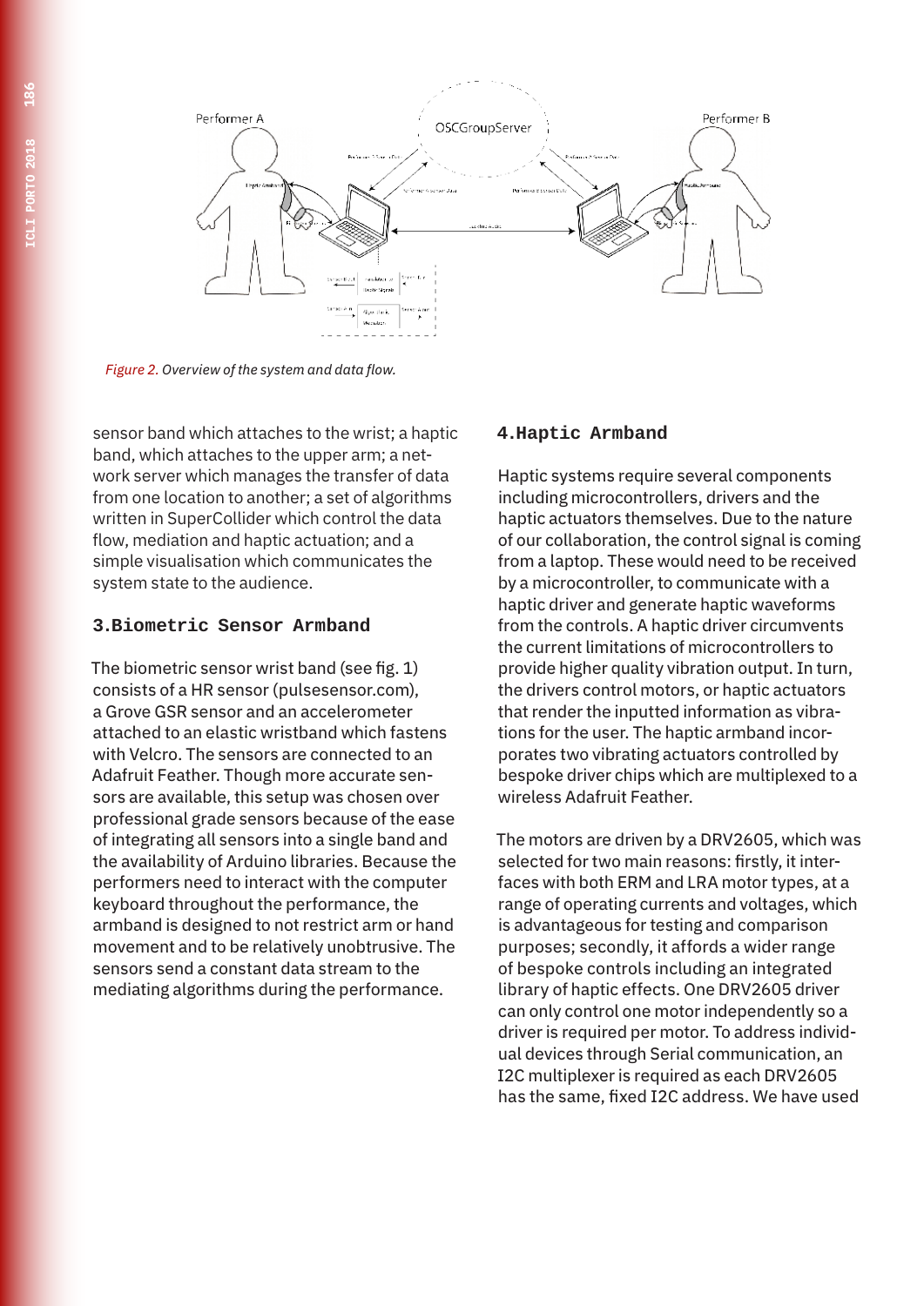*Figure 2. Overview of the system and data flow.*

sensor band which attaches to the wrist; a haptic band, which attaches to the upper arm; a network server which manages the transfer of data from one location to another; a set of algorithms written in SuperCollider which control the data flow, mediation and haptic actuation; and a simple visualisation which communicates the system state to the audience.

## 3.Biometric Sensor Armband

The biometric sensor wrist band (see fig. 1) consists of a HR sensor (pulsesensor.com), a Grove GSR sensor and an accelerometer attached to an elastic wristband which fastens with Velcro. The sensors are connected to an Adafruit Feather. Though more accurate sensors are available, this setup was chosen over professional grade sensors because of the ease of integrating all sensors into a single band and the availability of Arduino libraries. Because the performers need to interact with the computer keyboard throughout the performance, the armband is designed to not restrict arm or hand movement and to be relatively unobtrusive. The sensors send a constant data stream to the mediating algorithms during the performance.

## 4.Haptic Armband

Haptic systems require several components including microcontrollers, drivers and the haptic actuators themselves. Due to the nature of our collaboration, the control signal is coming from a laptop. These would need to be received by a microcontroller, to communicate with a haptic driver and generate haptic waveforms from the controls. A haptic driver circumvents the current limitations of microcontrollers to provide higher quality vibration output. In turn, the drivers control motors, or haptic actuators that render the inputted information as vibrations for the user. The haptic armband incorporates two vibrating actuators controlled by bespoke driver chips which are multiplexed to a wireless Adafruit Feather.

The motors are driven by a DRV2605, which was selected for two main reasons: firstly, it interfaces with both ERM and LRA motor types, at a range of operating currents and voltages, which is advantageous for testing and comparison purposes; secondly, it affords a wider range of bespoke controls including an integrated library of haptic effects. One DRV2605 driver can only control one motor independently so a driver is required per motor. To address individual devices through Serial communication, an I2C multiplexer is required as each DRV2605 has the same, fixed I2C address. We have used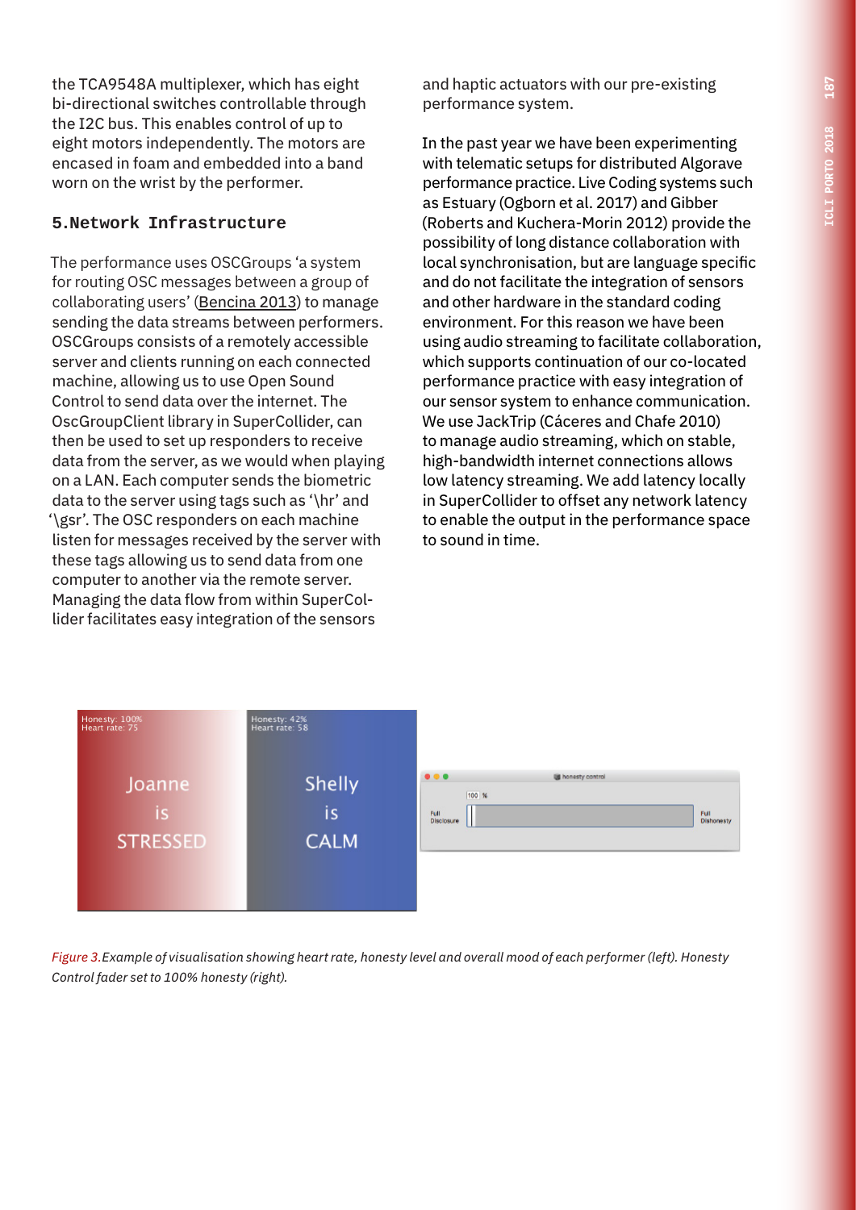the TCA9548A multiplexer, which has eight bi-directional switches controllable through the I2C bus. This enables control of up to eight motors independently. The motors are encased in foam and embedded into a band worn on the wrist by the performer.

## 5.Network Infrastructure

The performance uses OSCGroups 'a system for routing OSC messages between a group of collaborating users' (Bencina 2013) to manage sending the data streams between performers. OSCGroups consists of a remotely accessible server and clients running on each connected machine, allowing us to use Open Sound Control to send data over the internet. The OscGroupClient library in SuperCollider, can then be used to set up responders to receive data from the server, as we would when playing on a LAN. Each computer sends the biometric data to the server using tags such as '\hr' and '\gsr'. The OSC responders on each machine listen for messages received by the server with these tags allowing us to send data from one computer to another via the remote server. Managing the data flow from within SuperCollider facilitates easy integration of the sensors and haptic actuators with our pre-existing performance system.

In the past year we have been experimenting with telematic setups for distributed Algorave performance practice. Live Coding systems such as Estuary (Ogborn et al. 2017) and Gibber (Roberts and Kuchera-Morin 2012) provide the possibility of long distance collaboration with local synchronisation, but are language specific and do not facilitate the integration of sensors and other hardware in the standard coding environment. For this reason we have been using audio streaming to facilitate collaboration, which supports continuation of our co-located performance practice with easy integration of our sensor system to enhance communication. We use JackTrip (Cáceres and Chafe 2010) to manage audio streaming, which on stable, high-bandwidth internet connections allows low latency streaming. We add latency locally in SuperCollider to offset any network latency to enable the output in the performance space to sound in time.

*Figure 3.Example of visualisation showing heart rate, honesty level and overall mood of each performer (left). Honesty Control fader set to 100% honesty (right).*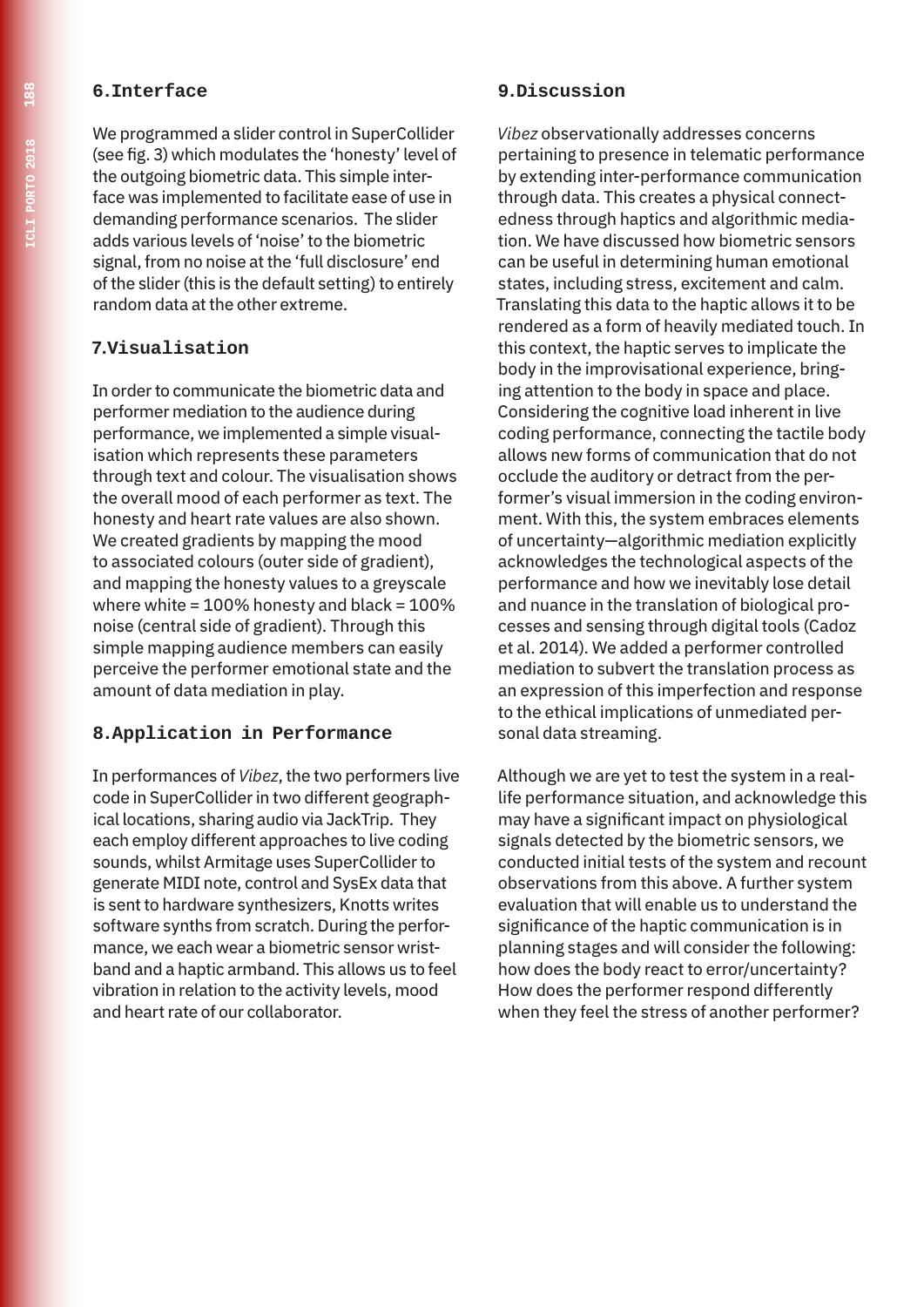## 6. Interface

We programmed a slider control in SuperCollider (see fig. 3) which modulates the 'honesty' level of the outgoing biometric data. This simple interface was implemented to facilitate ease of use in demanding performance scenarios. The slider adds various levels of 'noise' to the biometric signal, from no noise at the 'full disclosure' end of the slider (this is the default setting) to entirely random data at the other extreme.

## 7. Visualisation

In order to communicate the biometric data and performer mediation to the audience during performance, we implemented a simple visualisation which represents these parameters through text and colour. The visualisation shows the overall mood of each performer as text. The honesty and heart rate values are also shown. We created gradients by mapping the mood to associated colours (outer side of gradient), and mapping the honesty values to a greyscale where white = 100% honesty and black = 100% noise (central side of gradient). Through this simple mapping audience members can easily perceive the performer emotional state and the amount of data mediation in play.

## 8. Application in Performance

In performances of *Vibez*, the two performers live code in SuperCollider in two different geographical locations, sharing audio via JackTrip. They each employ different approaches to live coding sounds, whilst Armitage uses SuperCollider to generate MIDI note, control and SysEx data that is sent to hardware synthesizers, Knotts writes software synths from scratch. During the performance, we each wear a biometric sensor wristband and a haptic armband. This allows us to feel vibration in relation to the activity levels, mood and heart rate of our collaborator.

## 9. Discussion

*Vibez* observationally addresses concerns pertaining to presence in telematic performance by extending inter-performance communication through data. This creates a physical connectedness through haptics and algorithmic mediation. We have discussed how biometric sensors can be useful in determining human emotional states, including stress, excitement and calm. Translating this data to the haptic allows it to be rendered as a form of heavily mediated touch. In this context, the haptic serves to implicate the body in the improvisational experience, bringing attention to the body in space and place. Considering the cognitive load inherent in live coding performance, connecting the tactile body allows new forms of communication that do not occlude the auditory or detract from the performer's visual immersion in the coding environment. With this, the system embraces elements of uncertainty—algorithmic mediation explicitly acknowledges the technological aspects of the performance and how we inevitably lose detail and nuance in the translation of biological processes and sensing through digital tools (Cadoz et al. 2014). We added a performer controlled mediation to subvert the translation process as an expression of this imperfection and response to the ethical implications of unmediated personal data streaming.

Although we are yet to test the system in a real-life performance situation, and acknowledge this may have a significant impact on physiological signals detected by the biometric sensors, we conducted initial tests of the system and recount observations from this above. A further system evaluation that will enable us to understand the significance of the haptic communication is in planning stages and will consider the following: how does the body react to error/uncertainty? How does the performer respond differently when they feel the stress of another performer?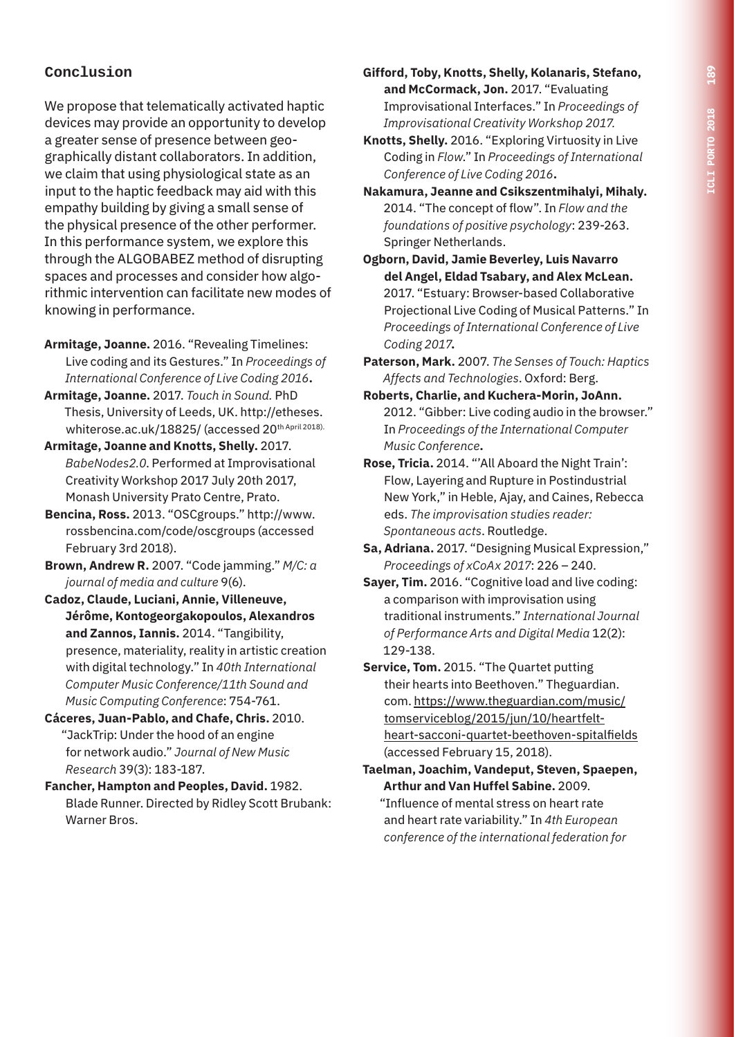## Conclusion

We propose that telematically activated haptic devices may provide an opportunity to develop a greater sense of presence between geographically distant collaborators. In addition, we claim that using physiological state as an input to the haptic feedback may aid with this empathy building by giving a small sense of the physical presence of the other performer. In this performance system, we explore this through the ALGOBABEZ method of disrupting spaces and processes and consider how algorithmic intervention can facilitate new modes of knowing in performance.

**Armitage, Joanne.** 2016. "Revealing Timelines: Live coding and its Gestures." In *Proceedings of International Conference of Live Coding 2016***.**

**Armitage, Joanne.** 2017. *Touch in Sound.* PhD Thesis, University of Leeds, UK. http://etheses.whiterose.ac.uk/18825/ (accessed 20th April 2018).

**Armitage, Joanne and Knotts, Shelly.** 2017. *BabeNodes2.0*. Performed at Improvisational Creativity Workshop 2017 July 20th 2017, Monash University Prato Centre, Prato.

**Bencina, Ross.** 2013. "OSCgroups." http://www.rossbencina.com/code/oscgroups (accessed February 3rd 2018).

**Brown, Andrew R.** 2007. "Code jamming." *M/C: a journal of media and culture* 9(6).

**Cadoz, Claude, Luciani, Annie, Villeneuve, Jérôme, Kontogeorgakopoulos, Alexandros and Zannos, Iannis.** 2014. "Tangibility, presence, materiality, reality in artistic creation with digital technology." In *40th International Computer Music Conference/11th Sound and Music Computing Conference*: 754-761.

**Cáceres, Juan-Pablo, and Chafe, Chris.** 2010. "JackTrip: Under the hood of an engine for network audio." *Journal of New Music Research* 39(3): 183-187.

**Fancher, Hampton and Peoples, David.** 1982. Blade Runner. Directed by Ridley Scott Brubank: Warner Bros.

**Gifford, Toby, Knotts, Shelly, Kolanaris, Stefano, and McCormack, Jon.** 2017. "Evaluating Improvisational Interfaces." In *Proceedings of Improvisational Creativity Workshop 2017.*

**Knotts, Shelly.** 2016. "Exploring Virtuosity in Live Coding in *Flow*." In *Proceedings of International Conference of Live Coding 2016***.**

**Nakamura, Jeanne and Csikszentmihalyi, Mihaly.** 2014. "The concept of flow". In *Flow and the foundations of positive psychology*: 239-263. Springer Netherlands.

**Ogborn, David, Jamie Beverley, Luis Navarro del Angel, Eldad Tsabary, and Alex McLean.** 2017. "Estuary: Browser-based Collaborative Projectional Live Coding of Musical Patterns." In *Proceedings of International Conference of Live Coding 2017.*

**Paterson, Mark.** 2007. *The Senses of Touch: Haptics Affects and Technologies*. Oxford: Berg.

**Roberts, Charlie, and Kuchera-Morin, JoAnn.** 2012. "Gibber: Live coding audio in the browser." In *Proceedings of the International Computer Music Conference***.**

**Rose, Tricia.** 2014. "'All Aboard the Night Train': Flow, Layering and Rupture in Postindustrial New York," in Heble, Ajay, and Caines, Rebecca eds. *The improvisation studies reader: Spontaneous acts*. Routledge.

**Sa, Adriana.** 2017. "Designing Musical Expression," *Proceedings of xCoAx 2017*: 226 – 240.

**Sayer, Tim.** 2016. "Cognitive load and live coding: a comparison with improvisation using traditional instruments." *International Journal of Performance Arts and Digital Media* 12(2): 129-138.

**Service, Tom.** 2015. "The Quartet putting their hearts into Beethoven." Theguardian.com. https://www.theguardian.com/music/tomserviceblog/2015/jun/10/heartfelt-heart-sacconi-quartet-beethoven-spitalfields (accessed February 15, 2018).

**Taelman, Joachim, Vandeput, Steven, Spaepen, Arthur and Van Huffel Sabine.** 2009. "Influence of mental stress on heart rate and heart rate variability." In *4th European conference of the international federation for*